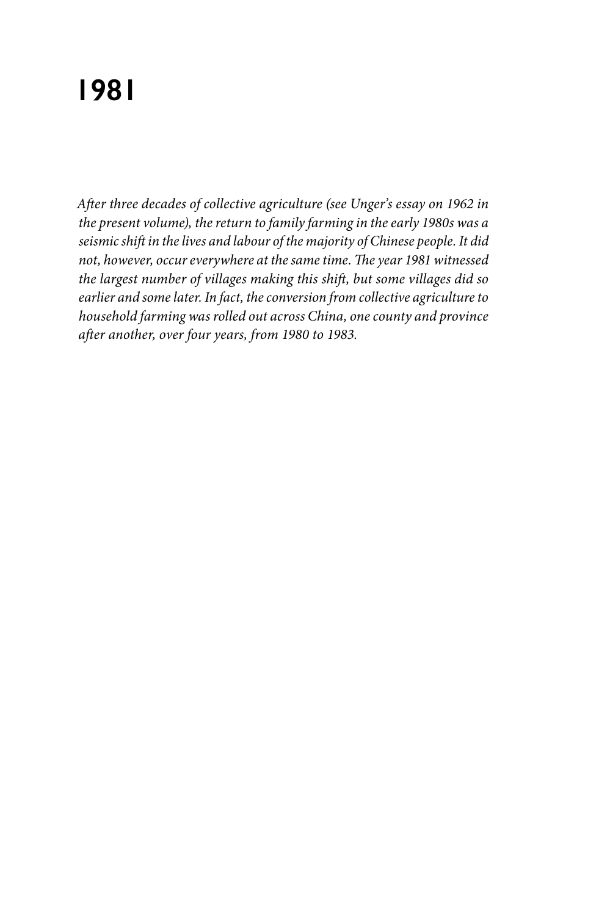# 1981

*After three decades of collective agriculture (see Unger's essay on 1962 in the present volume), the return to family farming in the early 1980s was a seismic shift in the lives and labour of the majority of Chinese people. It did not, however, occur everywhere at the same time. The year 1981 witnessed the largest number of villages making this shift, but some villages did so earlier and some later. In fact, the conversion from collective agriculture to household farming was rolled out across China, one county and province after another, over four years, from 1980 to 1983.*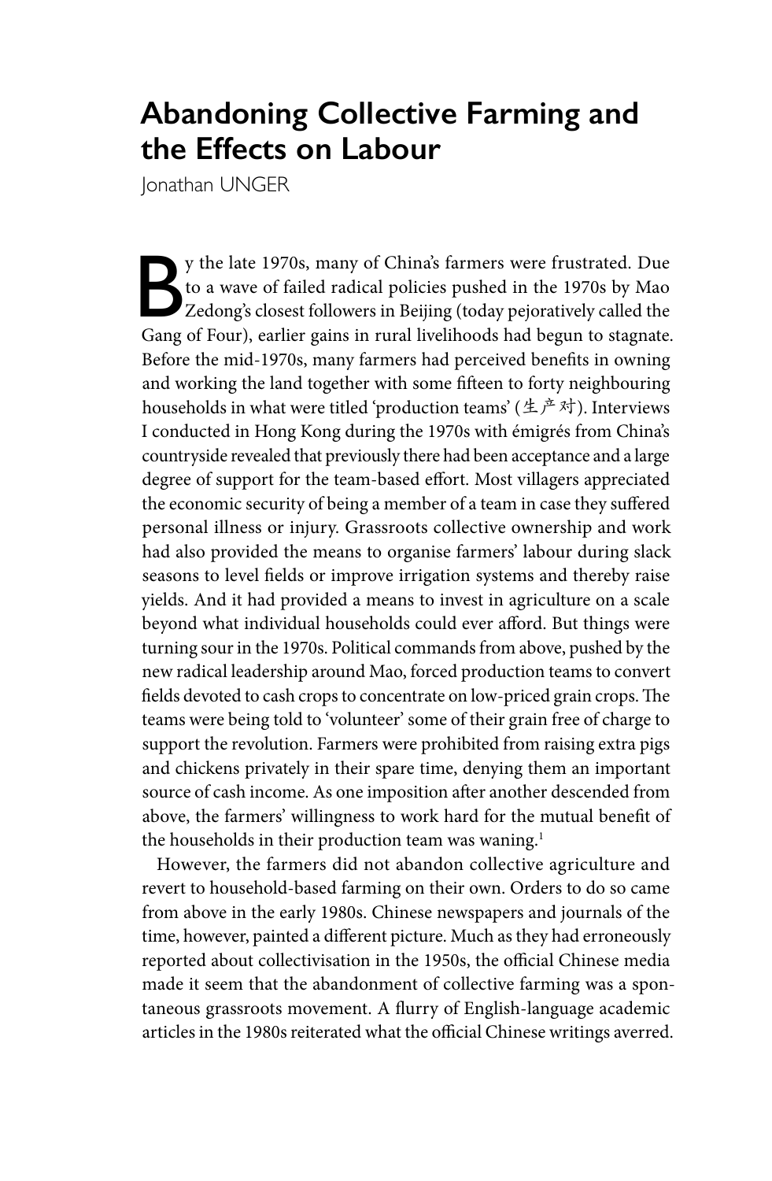# Abandoning Collective Farming and the Effects on Labour

Jonathan UNGER

By the late 1970s, many of China's farmers were frustrated. Due to a wave of failed radical policies pushed in the 1970s by Mao Zedong's closest followers in Beijing (today pejoratively called the Gang of Four), earlier gains in rural livelihoods had begun to stagnate. Before the mid-1970s, many farmers had perceived benefits in owning and working the land together with some fifteen to forty neighbouring households in what were titled 'production teams' (生产对). Interviews I conducted in Hong Kong during the 1970s with émigrés from China's countryside revealed that previously there had been acceptance and a large degree of support for the team-based effort. Most villagers appreciated the economic security of being a member of a team in case they suffered personal illness or injury. Grassroots collective ownership and work had also provided the means to organise farmers' labour during slack seasons to level fields or improve irrigation systems and thereby raise yields. And it had provided a means to invest in agriculture on a scale beyond what individual households could ever afford. But things were turning sour in the 1970s. Political commands from above, pushed by the new radical leadership around Mao, forced production teams to convert fields devoted to cash crops to concentrate on low-priced grain crops. The teams were being told to 'volunteer' some of their grain free of charge to support the revolution. Farmers were prohibited from raising extra pigs and chickens privately in their spare time, denying them an important source of cash income. As one imposition after another descended from above, the farmers' willingness to work hard for the mutual benefit of the households in their production team was waning.[1]

However, the farmers did not abandon collective agriculture and revert to household-based farming on their own. Orders to do so came from above in the early 1980s. Chinese newspapers and journals of the time, however, painted a different picture. Much as they had erroneously reported about collectivisation in the 1950s, the official Chinese media made it seem that the abandonment of collective farming was a spontaneous grassroots movement. A flurry of English-language academic articles in the 1980s reiterated what the official Chinese writings averred.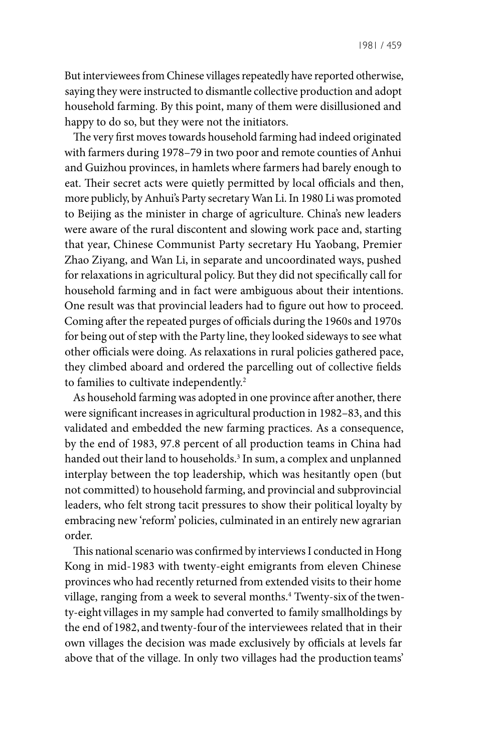But interviewees from Chinese villages repeatedly have reported otherwise, saying they were instructed to dismantle collective production and adopt household farming. By this point, many of them were disillusioned and happy to do so, but they were not the initiators.

The very first moves towards household farming had indeed originated with farmers during 1978–79 in two poor and remote counties of Anhui and Guizhou provinces, in hamlets where farmers had barely enough to eat. Their secret acts were quietly permitted by local officials and then, more publicly, by Anhui's Party secretary Wan Li. In 1980 Li was promoted to Beijing as the minister in charge of agriculture. China's new leaders were aware of the rural discontent and slowing work pace and, starting that year, Chinese Communist Party secretary Hu Yaobang, Premier Zhao Ziyang, and Wan Li, in separate and uncoordinated ways, pushed for relaxations in agricultural policy. But they did not specifically call for household farming and in fact were ambiguous about their intentions. One result was that provincial leaders had to figure out how to proceed. Coming after the repeated purges of officials during the 1960s and 1970s for being out of step with the Party line, they looked sideways to see what other officials were doing. As relaxations in rural policies gathered pace, they climbed aboard and ordered the parcelling out of collective fields to families to cultivate independently.[2]

As household farming was adopted in one province after another, there were significant increases in agricultural production in 1982–83, and this validated and embedded the new farming practices. As a consequence, by the end of 1983, 97.8 percent of all production teams in China had handed out their land to households.[3] In sum, a complex and unplanned interplay between the top leadership, which was hesitantly open (but not committed) to household farming, and provincial and subprovincial leaders, who felt strong tacit pressures to show their political loyalty by embracing new 'reform' policies, culminated in an entirely new agrarian order.

This national scenario was confirmed by interviews I conducted in Hong Kong in mid-1983 with twenty-eight emigrants from eleven Chinese provinces who had recently returned from extended visits to their home village, ranging from a week to several months.[4] Twenty-six of the twenty-eight villages in my sample had converted to family smallholdings by the end of 1982, and twenty-four of the interviewees related that in their own villages the decision was made exclusively by officials at levels far above that of the village. In only two villages had the production teams'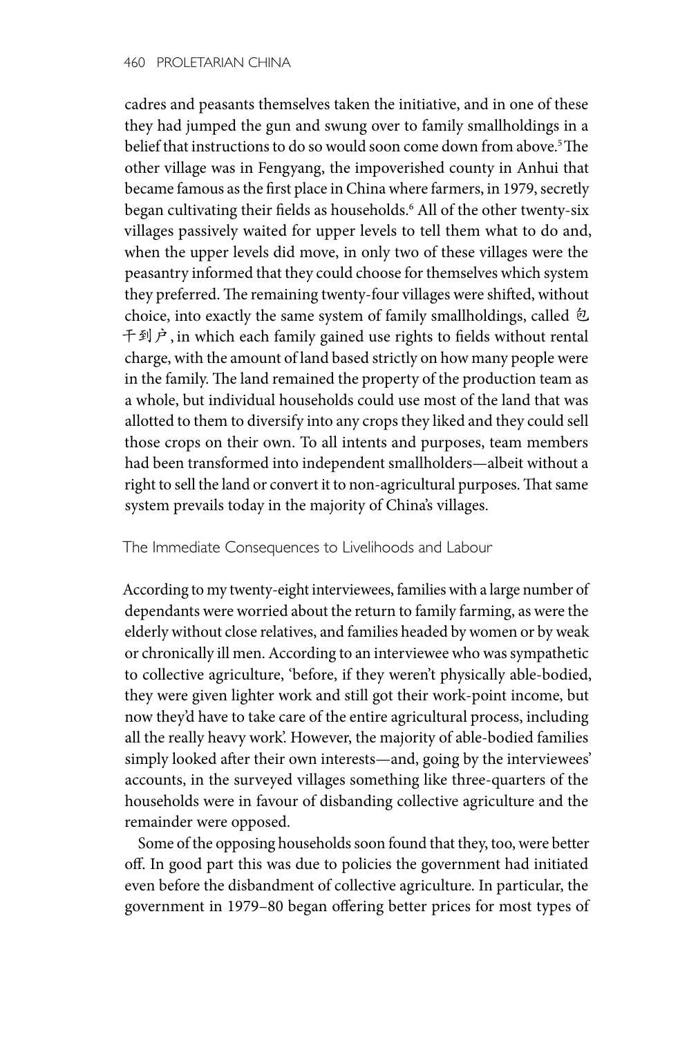cadres and peasants themselves taken the initiative, and in one of these they had jumped the gun and swung over to family smallholdings in a belief that instructions to do so would soon come down from above.[5] The other village was in Fengyang, the impoverished county in Anhui that became famous as the first place in China where farmers, in 1979, secretly began cultivating their fields as households.[6] All of the other twenty-six villages passively waited for upper levels to tell them what to do and, when the upper levels did move, in only two of these villages were the peasantry informed that they could choose for themselves which system they preferred. The remaining twenty-four villages were shifted, without choice, into exactly the same system of family smallholdings, called 包干到户, in which each family gained use rights to fields without rental charge, with the amount of land based strictly on how many people were in the family. The land remained the property of the production team as a whole, but individual households could use most of the land that was allotted to them to diversify into any crops they liked and they could sell those crops on their own. To all intents and purposes, team members had been transformed into independent smallholders—albeit without a right to sell the land or convert it to non-agricultural purposes. That same system prevails today in the majority of China's villages.

## The Immediate Consequences to Livelihoods and Labour

According to my twenty-eight interviewees, families with a large number of dependants were worried about the return to family farming, as were the elderly without close relatives, and families headed by women or by weak or chronically ill men. According to an interviewee who was sympathetic to collective agriculture, 'before, if they weren't physically able-bodied, they were given lighter work and still got their work-point income, but now they'd have to take care of the entire agricultural process, including all the really heavy work'. However, the majority of able-bodied families simply looked after their own interests—and, going by the interviewees' accounts, in the surveyed villages something like three-quarters of the households were in favour of disbanding collective agriculture and the remainder were opposed.

Some of the opposing households soon found that they, too, were better off. In good part this was due to policies the government had initiated even before the disbandment of collective agriculture. In particular, the government in 1979–80 began offering better prices for most types of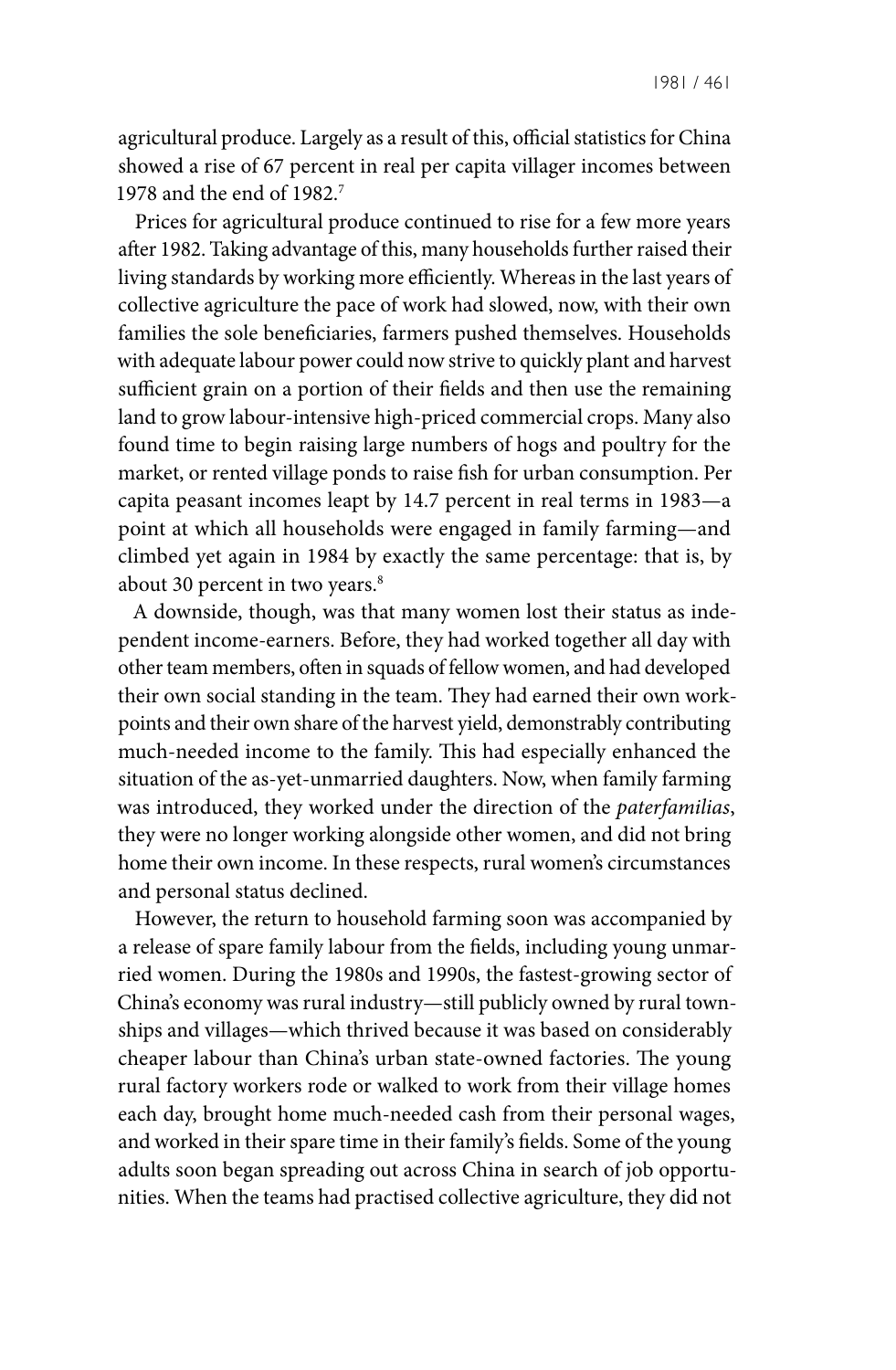agricultural produce. Largely as a result of this, official statistics for China showed a rise of 67 percent in real per capita villager incomes between 1978 and the end of 1982.[7]

Prices for agricultural produce continued to rise for a few more years after 1982. Taking advantage of this, many households further raised their living standards by working more efficiently. Whereas in the last years of collective agriculture the pace of work had slowed, now, with their own families the sole beneficiaries, farmers pushed themselves. Households with adequate labour power could now strive to quickly plant and harvest sufficient grain on a portion of their fields and then use the remaining land to grow labour-intensive high-priced commercial crops. Many also found time to begin raising large numbers of hogs and poultry for the market, or rented village ponds to raise fish for urban consumption. Per capita peasant incomes leapt by 14.7 percent in real terms in 1983—a point at which all households were engaged in family farming—and climbed yet again in 1984 by exactly the same percentage: that is, by about 30 percent in two years.[8]

A downside, though, was that many women lost their status as independent income-earners. Before, they had worked together all day with other team members, often in squads of fellow women, and had developed their own social standing in the team. They had earned their own work-points and their own share of the harvest yield, demonstrably contributing much-needed income to the family. This had especially enhanced the situation of the as-yet-unmarried daughters. Now, when family farming was introduced, they worked under the direction of the *paterfamilias*, they were no longer working alongside other women, and did not bring home their own income. In these respects, rural women's circumstances and personal status declined.

However, the return to household farming soon was accompanied by a release of spare family labour from the fields, including young unmarried women. During the 1980s and 1990s, the fastest-growing sector of China's economy was rural industry—still publicly owned by rural townships and villages—which thrived because it was based on considerably cheaper labour than China's urban state-owned factories. The young rural factory workers rode or walked to work from their village homes each day, brought home much-needed cash from their personal wages, and worked in their spare time in their family's fields. Some of the young adults soon began spreading out across China in search of job opportunities. When the teams had practised collective agriculture, they did not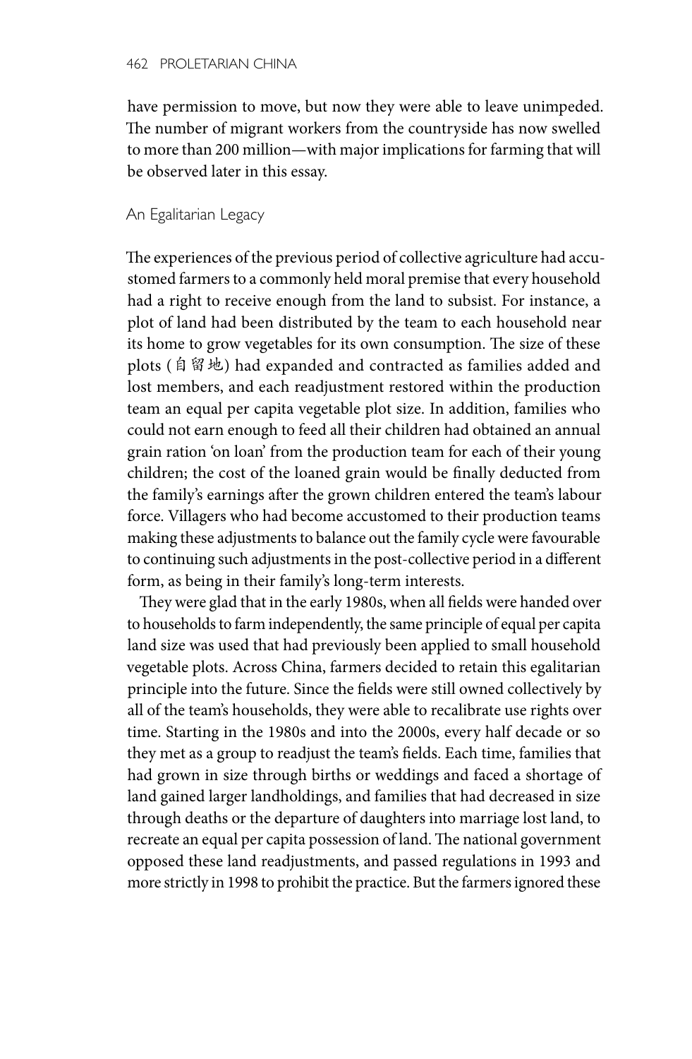have permission to move, but now they were able to leave unimpeded. The number of migrant workers from the countryside has now swelled to more than 200 million—with major implications for farming that will be observed later in this essay.

## An Egalitarian Legacy

The experiences of the previous period of collective agriculture had accustomed farmers to a commonly held moral premise that every household had a right to receive enough from the land to subsist. For instance, a plot of land had been distributed by the team to each household near its home to grow vegetables for its own consumption. The size of these plots (自留地) had expanded and contracted as families added and lost members, and each readjustment restored within the production team an equal per capita vegetable plot size. In addition, families who could not earn enough to feed all their children had obtained an annual grain ration 'on loan' from the production team for each of their young children; the cost of the loaned grain would be finally deducted from the family's earnings after the grown children entered the team's labour force. Villagers who had become accustomed to their production teams making these adjustments to balance out the family cycle were favourable to continuing such adjustments in the post-collective period in a different form, as being in their family's long-term interests.

They were glad that in the early 1980s, when all fields were handed over to households to farm independently, the same principle of equal per capita land size was used that had previously been applied to small household vegetable plots. Across China, farmers decided to retain this egalitarian principle into the future. Since the fields were still owned collectively by all of the team's households, they were able to recalibrate use rights over time. Starting in the 1980s and into the 2000s, every half decade or so they met as a group to readjust the team's fields. Each time, families that had grown in size through births or weddings and faced a shortage of land gained larger landholdings, and families that had decreased in size through deaths or the departure of daughters into marriage lost land, to recreate an equal per capita possession of land. The national government opposed these land readjustments, and passed regulations in 1993 and more strictly in 1998 to prohibit the practice. But the farmers ignored these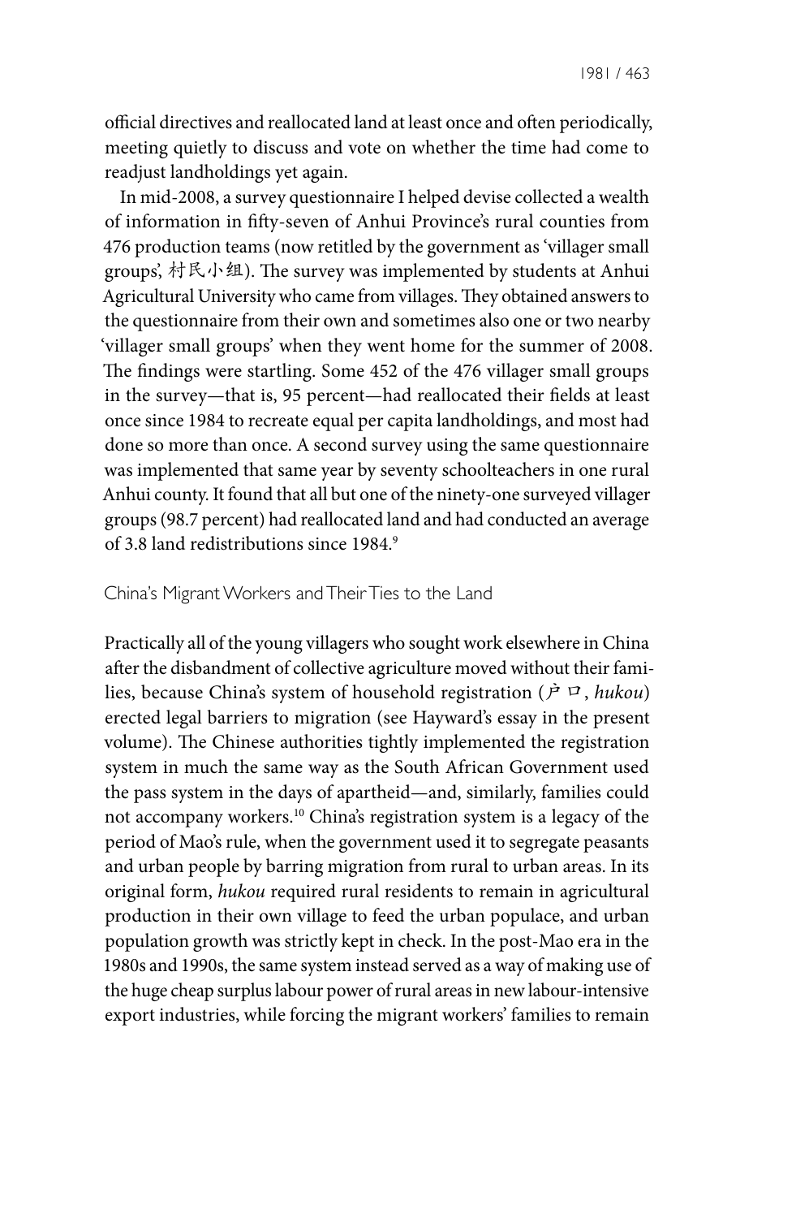official directives and reallocated land at least once and often periodically, meeting quietly to discuss and vote on whether the time had come to readjust landholdings yet again.

In mid-2008, a survey questionnaire I helped devise collected a wealth of information in fifty-seven of Anhui Province's rural counties from 476 production teams (now retitled by the government as 'villager small groups', 村民小组). The survey was implemented by students at Anhui Agricultural University who came from villages. They obtained answers to the questionnaire from their own and sometimes also one or two nearby 'villager small groups' when they went home for the summer of 2008. The findings were startling. Some 452 of the 476 villager small groups in the survey—that is, 95 percent—had reallocated their fields at least once since 1984 to recreate equal per capita landholdings, and most had done so more than once. A second survey using the same questionnaire was implemented that same year by seventy schoolteachers in one rural Anhui county. It found that all but one of the ninety-one surveyed villager groups (98.7 percent) had reallocated land and had conducted an average of 3.8 land redistributions since 1984.[9]

## China's Migrant Workers and Their Ties to the Land

Practically all of the young villagers who sought work elsewhere in China after the disbandment of collective agriculture moved without their families, because China's system of household registration (户口, *hukou*) erected legal barriers to migration (see Hayward's essay in the present volume). The Chinese authorities tightly implemented the registration system in much the same way as the South African Government used the pass system in the days of apartheid—and, similarly, families could not accompany workers.[10] China's registration system is a legacy of the period of Mao's rule, when the government used it to segregate peasants and urban people by barring migration from rural to urban areas. In its original form, *hukou* required rural residents to remain in agricultural production in their own village to feed the urban populace, and urban population growth was strictly kept in check. In the post-Mao era in the 1980s and 1990s, the same system instead served as a way of making use of the huge cheap surplus labour power of rural areas in new labour-intensive export industries, while forcing the migrant workers' families to remain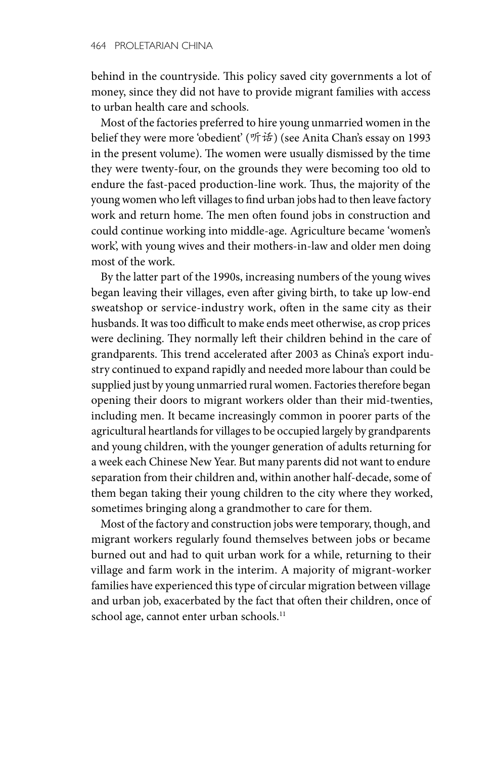behind in the countryside. This policy saved city governments a lot of money, since they did not have to provide migrant families with access to urban health care and schools.

Most of the factories preferred to hire young unmarried women in the belief they were more 'obedient' (听话) (see Anita Chan's essay on 1993 in the present volume). The women were usually dismissed by the time they were twenty-four, on the grounds they were becoming too old to endure the fast-paced production-line work. Thus, the majority of the young women who left villages to find urban jobs had to then leave factory work and return home. The men often found jobs in construction and could continue working into middle-age. Agriculture became 'women's work', with young wives and their mothers-in-law and older men doing most of the work.

By the latter part of the 1990s, increasing numbers of the young wives began leaving their villages, even after giving birth, to take up low-end sweatshop or service-industry work, often in the same city as their husbands. It was too difficult to make ends meet otherwise, as crop prices were declining. They normally left their children behind in the care of grandparents. This trend accelerated after 2003 as China's export industry continued to expand rapidly and needed more labour than could be supplied just by young unmarried rural women. Factories therefore began opening their doors to migrant workers older than their mid-twenties, including men. It became increasingly common in poorer parts of the agricultural heartlands for villages to be occupied largely by grandparents and young children, with the younger generation of adults returning for a week each Chinese New Year. But many parents did not want to endure separation from their children and, within another half-decade, some of them began taking their young children to the city where they worked, sometimes bringing along a grandmother to care for them.

Most of the factory and construction jobs were temporary, though, and migrant workers regularly found themselves between jobs or became burned out and had to quit urban work for a while, returning to their village and farm work in the interim. A majority of migrant-worker families have experienced this type of circular migration between village and urban job, exacerbated by the fact that often their children, once of school age, cannot enter urban schools.[11]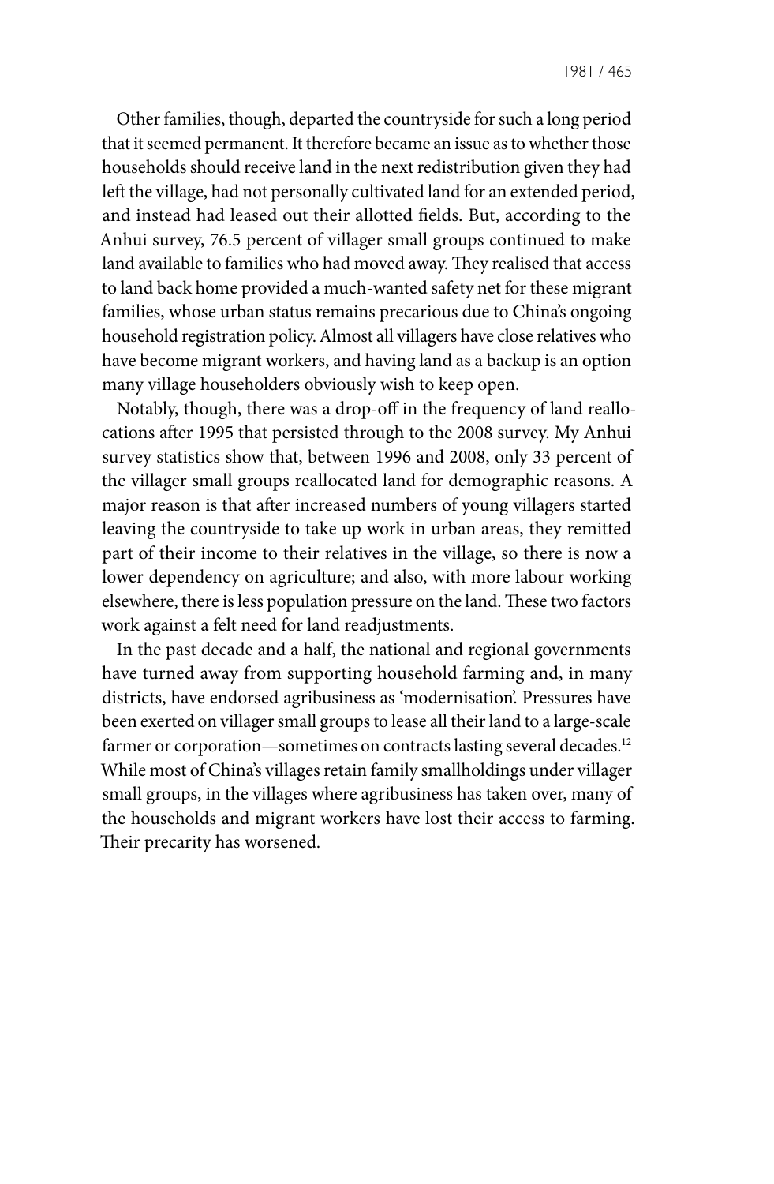Other families, though, departed the countryside for such a long period that it seemed permanent. It therefore became an issue as to whether those households should receive land in the next redistribution given they had left the village, had not personally cultivated land for an extended period, and instead had leased out their allotted fields. But, according to the Anhui survey, 76.5 percent of villager small groups continued to make land available to families who had moved away. They realised that access to land back home provided a much-wanted safety net for these migrant families, whose urban status remains precarious due to China's ongoing household registration policy. Almost all villagers have close relatives who have become migrant workers, and having land as a backup is an option many village householders obviously wish to keep open.

Notably, though, there was a drop-off in the frequency of land reallocations after 1995 that persisted through to the 2008 survey. My Anhui survey statistics show that, between 1996 and 2008, only 33 percent of the villager small groups reallocated land for demographic reasons. A major reason is that after increased numbers of young villagers started leaving the countryside to take up work in urban areas, they remitted part of their income to their relatives in the village, so there is now a lower dependency on agriculture; and also, with more labour working elsewhere, there is less population pressure on the land. These two factors work against a felt need for land readjustments.

In the past decade and a half, the national and regional governments have turned away from supporting household farming and, in many districts, have endorsed agribusiness as 'modernisation'. Pressures have been exerted on villager small groups to lease all their land to a large-scale farmer or corporation—sometimes on contracts lasting several decades.[12] While most of China's villages retain family smallholdings under villager small groups, in the villages where agribusiness has taken over, many of the households and migrant workers have lost their access to farming. Their precarity has worsened.